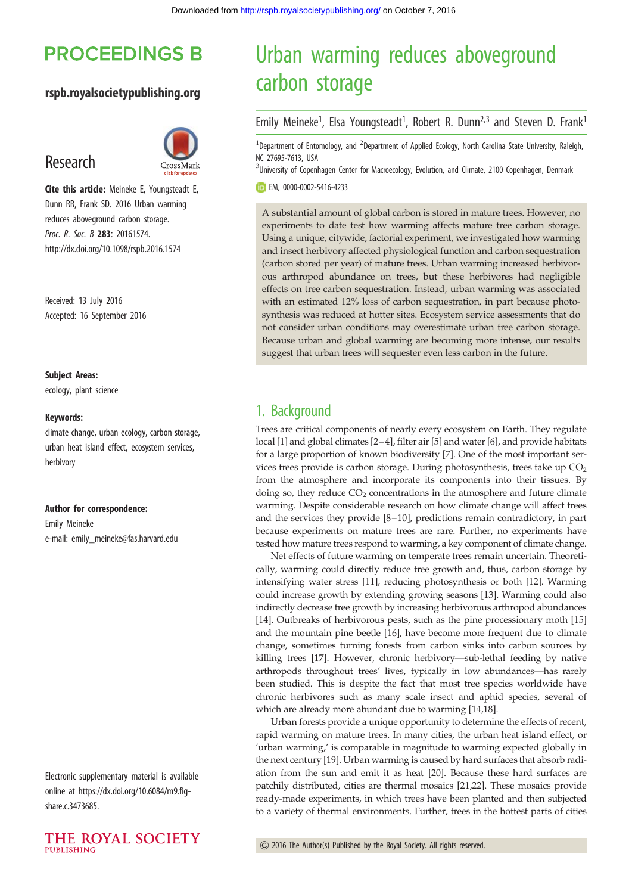# Urban warming reduces aboveground carbon storage

Emily Meineke[1], Elsa Youngsteadt[1], Robert R. Dunn[2,3] and Steven D. Frank[1]

[1]Department of Entomology, and [2]Department of Applied Ecology, North Carolina State University, Raleigh, NC 27695-7613, USA

[3]University of Copenhagen Center for Macroecology, Evolution, and Climate, 2100 Copenhagen, Denmark

EM, 0000-0002-5416-4233

**Research**

**Cite this article:** Meineke E, Youngsteadt E, Dunn RR, Frank SD. 2016 Urban warming reduces aboveground carbon storage. *Proc. R. Soc. B* **283**: 20161574. http://dx.doi.org/10.1098/rspb.2016.1574

Received: 13 July 2016
Accepted: 16 September 2016

**Subject Areas:**
ecology, plant science

**Keywords:**
climate change, urban ecology, carbon storage, urban heat island effect, ecosystem services, herbivory

**Author for correspondence:**
Emily Meineke
e-mail: emily_meineke@fas.harvard.edu

Electronic supplementary material is available online at https://dx.doi.org/10.6084/m9.figshare.c.3473685.

A substantial amount of global carbon is stored in mature trees. However, no experiments to date test how warming affects mature tree carbon storage. Using a unique, citywide, factorial experiment, we investigated how warming and insect herbivory affected physiological function and carbon sequestration (carbon stored per year) of mature trees. Urban warming increased herbivorous arthropod abundance on trees, but these herbivores had negligible effects on tree carbon sequestration. Instead, urban warming was associated with an estimated 12% loss of carbon sequestration, in part because photosynthesis was reduced at hotter sites. Ecosystem service assessments that do not consider urban conditions may overestimate urban tree carbon storage. Because urban and global warming are becoming more intense, our results suggest that urban trees will sequester even less carbon in the future.

## 1. Background

Trees are critical components of nearly every ecosystem on Earth. They regulate local [1] and global climates [2–4], filter air [5] and water [6], and provide habitats for a large proportion of known biodiversity [7]. One of the most important services trees provide is carbon storage. During photosynthesis, trees take up $CO_2$ from the atmosphere and incorporate its components into their tissues. By doing so, they reduce $CO_2$ concentrations in the atmosphere and future climate warming. Despite considerable research on how climate change will affect trees and the services they provide [8–10], predictions remain contradictory, in part because experiments on mature trees are rare. Further, no experiments have tested how mature trees respond to warming, a key component of climate change.

Net effects of future warming on temperate trees remain uncertain. Theoretically, warming could directly reduce tree growth and, thus, carbon storage by intensifying water stress [11], reducing photosynthesis or both [12]. Warming could increase growth by extending growing seasons [13]. Warming could also indirectly decrease tree growth by increasing herbivorous arthropod abundances [14]. Outbreaks of herbivorous pests, such as the pine processionary moth [15] and the mountain pine beetle [16], have become more frequent due to climate change, sometimes turning forests from carbon sinks into carbon sources by killing trees [17]. However, chronic herbivory—sub-lethal feeding by native arthropods throughout trees' lives, typically in low abundances—has rarely been studied. This is despite the fact that most tree species worldwide have chronic herbivores such as many scale insect and aphid species, several of which are already more abundant due to warming [14,18].

Urban forests provide a unique opportunity to determine the effects of recent, rapid warming on mature trees. In many cities, the urban heat island effect, or 'urban warming,' is comparable in magnitude to warming expected globally in the next century [19]. Urban warming is caused by hard surfaces that absorb radiation from the sun and emit it as heat [20]. Because these hard surfaces are patchily distributed, cities are thermal mosaics [21,22]. These mosaics provide ready-made experiments, in which trees have been planted and then subjected to a variety of thermal environments. Further, trees in the hottest parts of cities

© 2016 The Author(s) Published by the Royal Society. All rights reserved.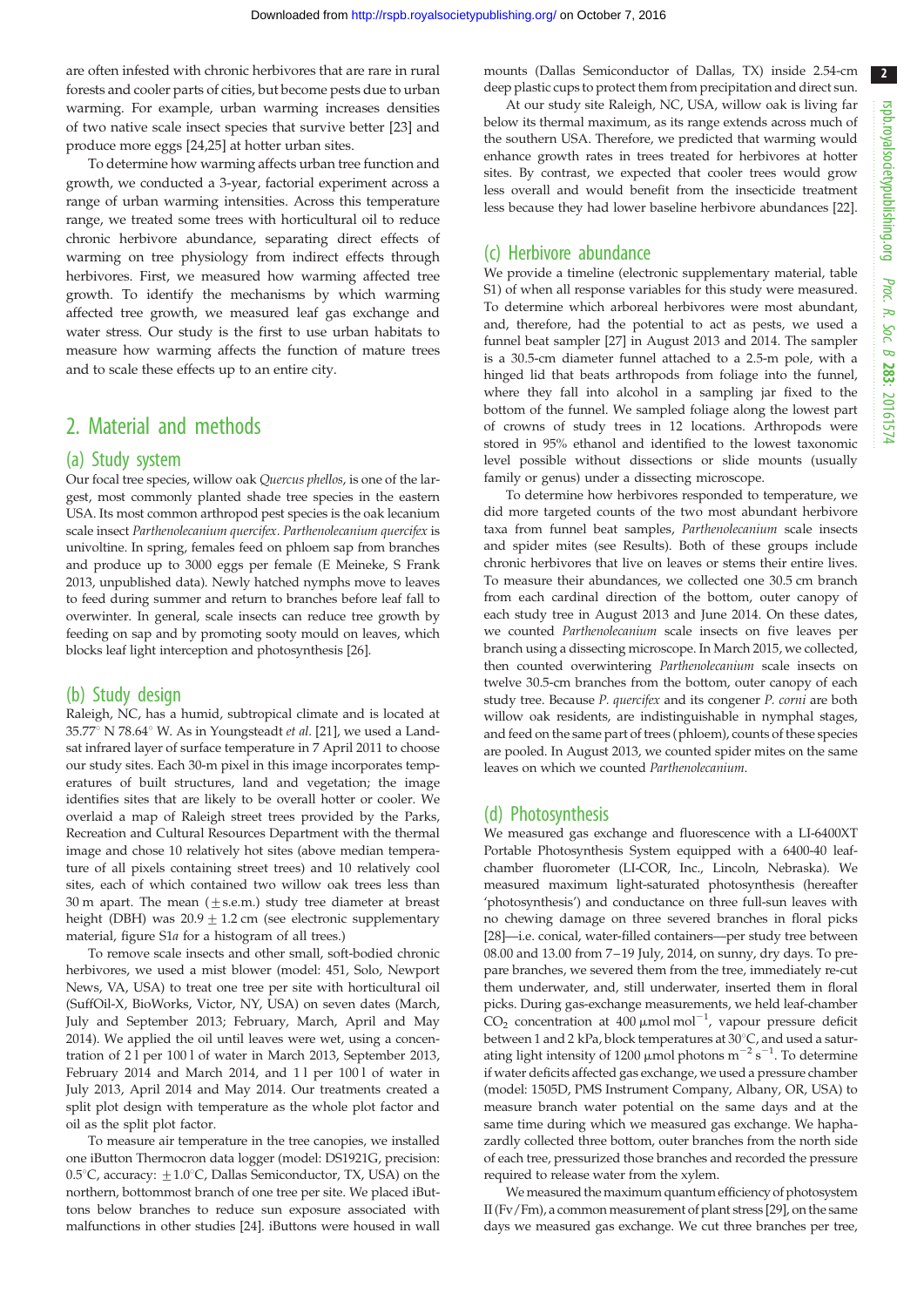are often infested with chronic herbivores that are rare in rural forests and cooler parts of cities, but become pests due to urban warming. For example, urban warming increases densities of two native scale insect species that survive better [23] and produce more eggs [24,25] at hotter urban sites.

To determine how warming affects urban tree function and growth, we conducted a 3-year, factorial experiment across a range of urban warming intensities. Across this temperature range, we treated some trees with horticultural oil to reduce chronic herbivore abundance, separating direct effects of warming on tree physiology from indirect effects through herbivores. First, we measured how warming affected tree growth. To identify the mechanisms by which warming affected tree growth, we measured leaf gas exchange and water stress. Our study is the first to use urban habitats to measure how warming affects the function of mature trees and to scale these effects up to an entire city.

## 2. Material and methods

### (a) Study system

Our focal tree species, willow oak *Quercus phellos*, is one of the largest, most commonly planted shade tree species in the eastern USA. Its most common arthropod pest species is the oak lecanium scale insect *Parthenolecanium quercifex*. *Parthenolecanium quercifex* is univoltine. In spring, females feed on phloem sap from branches and produce up to 3000 eggs per female (E Meineke, S Frank 2013, unpublished data). Newly hatched nymphs move to leaves to feed during summer and return to branches before leaf fall to overwinter. In general, scale insects can reduce tree growth by feeding on sap and by promoting sooty mould on leaves, which blocks leaf light interception and photosynthesis [26].

### (b) Study design

Raleigh, NC, has a humid, subtropical climate and is located at 35.77° N 78.64° W. As in Youngsteadt *et al.* [21], we used a Landsat infrared layer of surface temperature in 7 April 2011 to choose our study sites. Each 30-m pixel in this image incorporates temperatures of built structures, land and vegetation; the image identifies sites that are likely to be overall hotter or cooler. We overlaid a map of Raleigh street trees provided by the Parks, Recreation and Cultural Resources Department with the thermal image and chose 10 relatively hot sites (above median temperature of all pixels containing street trees) and 10 relatively cool sites, each of which contained two willow oak trees less than 30 m apart. The mean ($\pm$s.e.m.) study tree diameter at breast height (DBH) was $20.9 \pm 1.2$ cm (see electronic supplementary material, figure S1*a* for a histogram of all trees.)

To remove scale insects and other small, soft-bodied chronic herbivores, we used a mist blower (model: 451, Solo, Newport News, VA, USA) to treat one tree per site with horticultural oil (SuffOil-X, BioWorks, Victor, NY, USA) on seven dates (March, July and September 2013; February, March, April and May 2014). We applied the oil until leaves were wet, using a concentration of 2 l per 100 l of water in March 2013, September 2013, February 2014 and March 2014, and 1 l per 100 l of water in July 2013, April 2014 and May 2014. Our treatments created a split plot design with temperature as the whole plot factor and oil as the split plot factor.

To measure air temperature in the tree canopies, we installed one iButton Thermocron data logger (model: DS1921G, precision: 0.5°C, accuracy: ±1.0°C, Dallas Semiconductor, TX, USA) on the northern, bottommost branch of one tree per site. We placed iButtons below branches to reduce sun exposure associated with malfunctions in other studies [24]. iButtons were housed in wall mounts (Dallas Semiconductor of Dallas, TX) inside 2.54-cm deep plastic cups to protect them from precipitation and direct sun.

At our study site Raleigh, NC, USA, willow oak is living far below its thermal maximum, as its range extends across much of the southern USA. Therefore, we predicted that warming would enhance growth rates in trees treated for herbivores at hotter sites. By contrast, we expected that cooler trees would grow less overall and would benefit from the insecticide treatment less because they had lower baseline herbivore abundances [22].

### (c) Herbivore abundance

We provide a timeline (electronic supplementary material, table S1) of when all response variables for this study were measured. To determine which arboreal herbivores were most abundant, and, therefore, had the potential to act as pests, we used a funnel beat sampler [27] in August 2013 and 2014. The sampler is a 30.5-cm diameter funnel attached to a 2.5-m pole, with a hinged lid that beats arthropods from foliage into the funnel, where they fall into alcohol in a sampling jar fixed to the bottom of the funnel. We sampled foliage along the lowest part of crowns of study trees in 12 locations. Arthropods were stored in 95% ethanol and identified to the lowest taxonomic level possible without dissections or slide mounts (usually family or genus) under a dissecting microscope.

To determine how herbivores responded to temperature, we did more targeted counts of the two most abundant herbivore taxa from funnel beat samples, *Parthenolecanium* scale insects and spider mites (see Results). Both of these groups include chronic herbivores that live on leaves or stems their entire lives. To measure their abundances, we collected one 30.5 cm branch from each cardinal direction of the bottom, outer canopy of each study tree in August 2013 and June 2014. On these dates, we counted *Parthenolecanium* scale insects on five leaves per branch using a dissecting microscope. In March 2015, we collected, then counted overwintering *Parthenolecanium* scale insects on twelve 30.5-cm branches from the bottom, outer canopy of each study tree. Because *P. quercifex* and its congener *P. corni* are both willow oak residents, are indistinguishable in nymphal stages, and feed on the same part of trees (phloem), counts of these species are pooled. In August 2013, we counted spider mites on the same leaves on which we counted *Parthenolecanium*.

### (d) Photosynthesis

We measured gas exchange and fluorescence with a LI-6400XT Portable Photosynthesis System equipped with a 6400-40 leaf-chamber fluorometer (LI-COR, Inc., Lincoln, Nebraska). We measured maximum light-saturated photosynthesis (hereafter 'photosynthesis') and conductance on three full-sun leaves with no chewing damage on three severed branches in floral picks [28]—i.e. conical, water-filled containers—per study tree between 08.00 and 13.00 from 7–19 July, 2014, on sunny, dry days. To prepare branches, we severed them from the tree, immediately re-cut them underwater, and, still underwater, inserted them in floral picks. During gas-exchange measurements, we held leaf-chamber $CO_2$ concentration at 400 μmol mol$^{-1}$, vapour pressure deficit between 1 and 2 kPa, block temperatures at 30°C, and used a saturating light intensity of 1200 μmol photons m$^{-2}$ s$^{-1}$. To determine if water deficits affected gas exchange, we used a pressure chamber (model: 1505D, PMS Instrument Company, Albany, OR, USA) to measure branch water potential on the same days and at the same time during which we measured gas exchange. We haphazardly collected three bottom, outer branches from the north side of each tree, pressurized those branches and recorded the pressure required to release water from the xylem.

We measured the maximum quantum efficiency of photosystem II (Fv/Fm), a common measurement of plant stress [29], on the same days we measured gas exchange. We cut three branches per tree,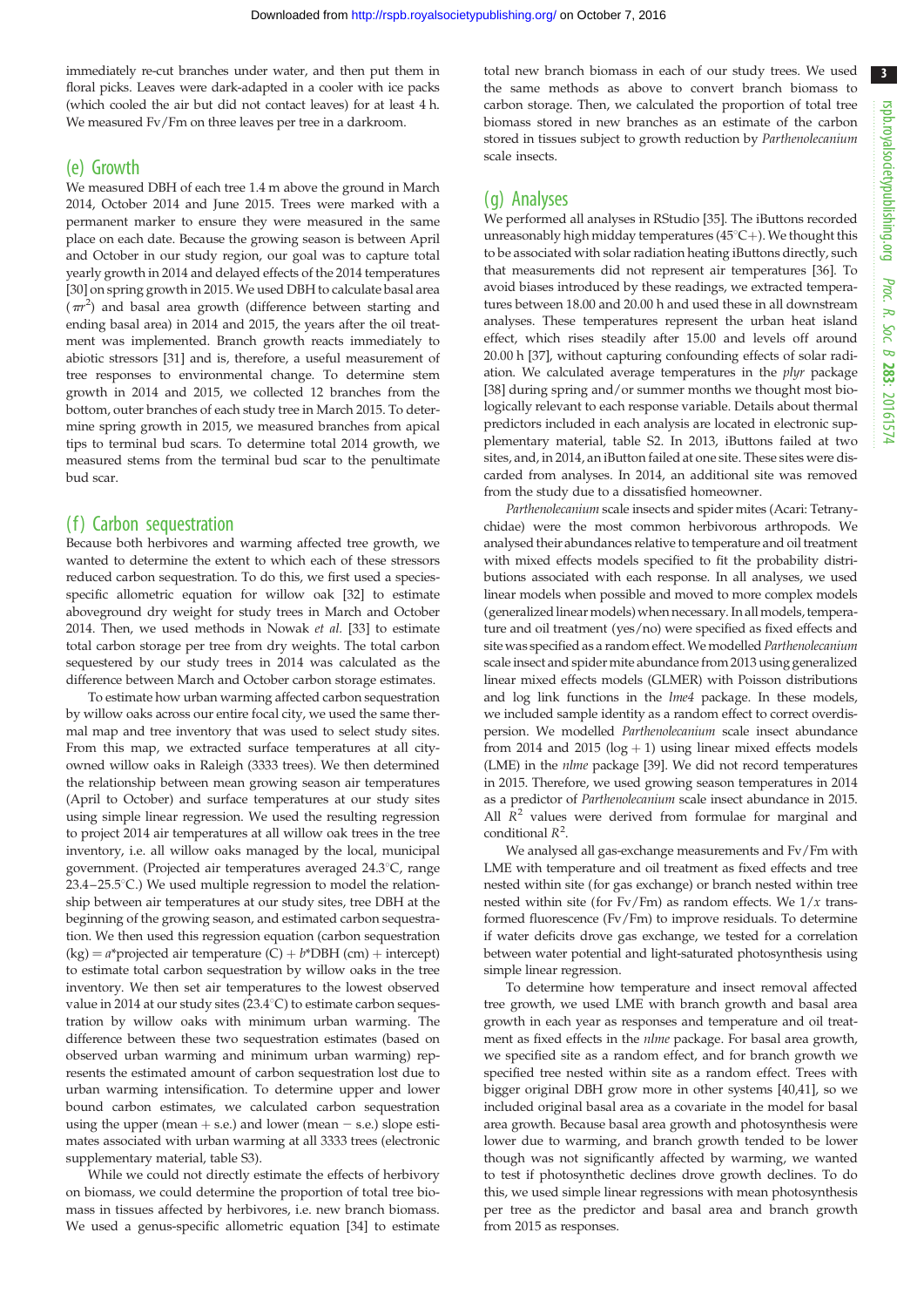immediately re-cut branches under water, and then put them in floral picks. Leaves were dark-adapted in a cooler with ice packs (which cooled the air but did not contact leaves) for at least 4 h. We measured Fv/Fm on three leaves per tree in a darkroom.

## (e) Growth

We measured DBH of each tree 1.4 m above the ground in March 2014, October 2014 and June 2015. Trees were marked with a permanent marker to ensure they were measured in the same place on each date. Because the growing season is between April and October in our study region, our goal was to capture total yearly growth in 2014 and delayed effects of the 2014 temperatures [30] on spring growth in 2015. We used DBH to calculate basal area ($\pi r^2$) and basal area growth (difference between starting and ending basal area) in 2014 and 2015, the years after the oil treatment was implemented. Branch growth reacts immediately to abiotic stressors [31] and is, therefore, a useful measurement of tree responses to environmental change. To determine stem growth in 2014 and 2015, we collected 12 branches from the bottom, outer branches of each study tree in March 2015. To determine spring growth in 2015, we measured branches from apical tips to terminal bud scars. To determine total 2014 growth, we measured stems from the terminal bud scar to the penultimate bud scar.

## (f) Carbon sequestration

Because both herbivores and warming affected tree growth, we wanted to determine the extent to which each of these stressors reduced carbon sequestration. To do this, we first used a species-specific allometric equation for willow oak [32] to estimate aboveground dry weight for study trees in March and October 2014. Then, we used methods in Nowak *et al.* [33] to estimate total carbon storage per tree from dry weights. The total carbon sequestered by our study trees in 2014 was calculated as the difference between March and October carbon storage estimates.

To estimate how urban warming affected carbon sequestration by willow oaks across our entire focal city, we used the same thermal map and tree inventory that was used to select study sites. From this map, we extracted surface temperatures at all city-owned willow oaks in Raleigh (3333 trees). We then determined the relationship between mean growing season air temperatures (April to October) and surface temperatures at our study sites using simple linear regression. We used the resulting regression to project 2014 air temperatures at all willow oak trees in the tree inventory, i.e. all willow oaks managed by the local, municipal government. (Projected air temperatures averaged 24.3°C, range 23.4–25.5°C.) We used multiple regression to model the relationship between air temperatures at our study sites, tree DBH at the beginning of the growing season, and estimated carbon sequestration. We then used this regression equation (carbon sequestration (kg) = $a$*projected air temperature (C) + $b$*DBH (cm) + intercept) to estimate total carbon sequestration by willow oaks in the tree inventory. We then set air temperatures to the lowest observed value in 2014 at our study sites (23.4°C) to estimate carbon sequestration by willow oaks with minimum urban warming. The difference between these two sequestration estimates (based on observed urban warming and minimum urban warming) represents the estimated amount of carbon sequestration lost due to urban warming intensification. To determine upper and lower bound carbon estimates, we calculated carbon sequestration using the upper (mean + s.e.) and lower (mean − s.e.) slope estimates associated with urban warming at all 3333 trees (electronic supplementary material, table S3).

While we could not directly estimate the effects of herbivory on biomass, we could determine the proportion of total tree biomass in tissues affected by herbivores, i.e. new branch biomass. We used a genus-specific allometric equation [34] to estimate total new branch biomass in each of our study trees. We used the same methods as above to convert branch biomass to carbon storage. Then, we calculated the proportion of total tree biomass stored in new branches as an estimate of the carbon stored in tissues subject to growth reduction by *Parthenolecanium* scale insects.

## (g) Analyses

We performed all analyses in RStudio [35]. The iButtons recorded unreasonably high midday temperatures (45°C+). We thought this to be associated with solar radiation heating iButtons directly, such that measurements did not represent air temperatures [36]. To avoid biases introduced by these readings, we extracted temperatures between 18.00 and 20.00 h and used these in all downstream analyses. These temperatures represent the urban heat island effect, which rises steadily after 15.00 and levels off around 20.00 h [37], without capturing confounding effects of solar radiation. We calculated average temperatures in the *plyr* package [38] during spring and/or summer months we thought most biologically relevant to each response variable. Details about thermal predictors included in each analysis are located in electronic supplementary material, table S2. In 2013, iButtons failed at two sites, and, in 2014, an iButton failed at one site. These sites were discarded from analyses. In 2014, an additional site was removed from the study due to a dissatisfied homeowner.

*Parthenolecanium* scale insects and spider mites (Acari: Tetranychidae) were the most common herbivorous arthropods. We analysed their abundances relative to temperature and oil treatment with mixed effects models specified to fit the probability distributions associated with each response. In all analyses, we used linear models when possible and moved to more complex models (generalized linear models) when necessary. In all models, temperature and oil treatment (yes/no) were specified as fixed effects and site was specified as a random effect. We modelled *Parthenolecanium* scale insect and spider mite abundance from 2013 using generalized linear mixed effects models (GLMER) with Poisson distributions and log link functions in the *lme4* package. In these models, we included sample identity as a random effect to correct overdispersion. We modelled *Parthenolecanium* scale insect abundance from 2014 and 2015 (log + 1) using linear mixed effects models (LME) in the *nlme* package [39]. We did not record temperatures in 2015. Therefore, we used growing season temperatures in 2014 as a predictor of *Parthenolecanium* scale insect abundance in 2015. All $R^2$ values were derived from formulae for marginal and conditional $R^2$.

We analysed all gas-exchange measurements and Fv/Fm with LME with temperature and oil treatment as fixed effects and tree nested within site (for gas exchange) or branch nested within tree nested within site (for Fv/Fm) as random effects. We $1/x$ transformed fluorescence (Fv/Fm) to improve residuals. To determine if water deficits drove gas exchange, we tested for a correlation between water potential and light-saturated photosynthesis using simple linear regression.

To determine how temperature and insect removal affected tree growth, we used LME with branch growth and basal area growth in each year as responses and temperature and oil treatment as fixed effects in the *nlme* package. For basal area growth, we specified site as a random effect, and for branch growth we specified tree nested within site as a random effect. Trees with bigger original DBH grow more in other systems [40,41], so we included original basal area as a covariate in the model for basal area growth. Because basal area growth and photosynthesis were lower due to warming, and branch growth tended to be lower though was not significantly affected by warming, we wanted to test if photosynthetic declines drove growth declines. To do this, we used simple linear regressions with mean photosynthesis per tree as the predictor and basal area and branch growth from 2015 as responses.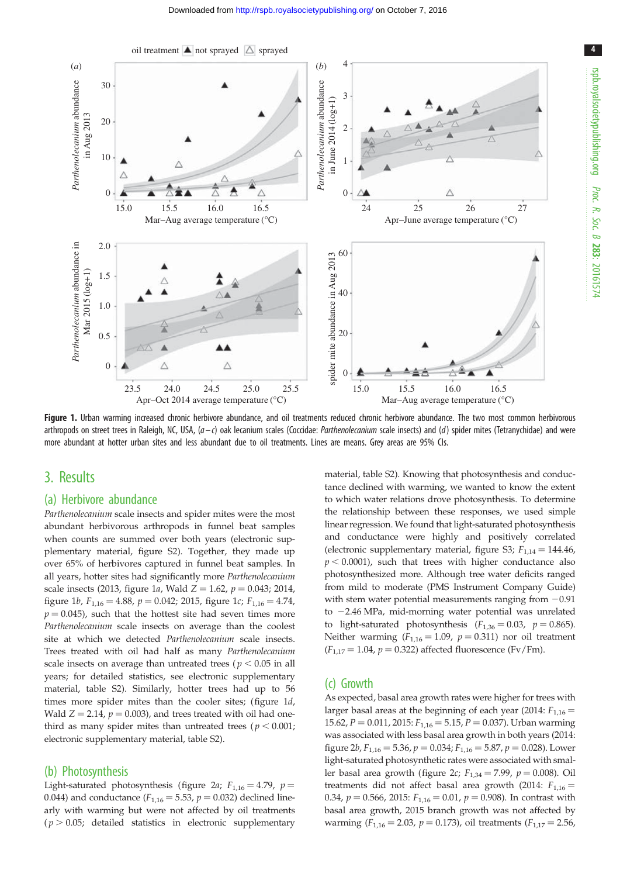**Figure 1.** Urban warming increased chronic herbivore abundance, and oil treatments reduced chronic herbivore abundance. The two most common herbivorous arthropods on street trees in Raleigh, NC, USA, (*a–c*) oak lecanium scales (Coccidae: *Parthenolecanium* scale insects) and (*d*) spider mites (Tetranychidae) and were more abundant at hotter urban sites and less abundant due to oil treatments. Lines are means. Grey areas are 95% CIs.

## 3. Results

### (a) Herbivore abundance

*Parthenolecanium* scale insects and spider mites were the most abundant herbivorous arthropods in funnel beat samples when counts are summed over both years (electronic supplementary material, figure S2). Together, they made up over 65% of herbivores captured in funnel beat samples. In all years, hotter sites had significantly more *Parthenolecanium* scale insects (2013, figure 1*a*, Wald $Z = 1.62$, $p = 0.043$; 2014, figure 1*b*, $F_{1,16} = 4.88$, $p = 0.042$; 2015, figure 1*c*; $F_{1,16} = 4.74$, $p = 0.045$), such that the hottest site had seven times more *Parthenolecanium* scale insects on average than the coolest site at which we detected *Parthenolecanium* scale insects. Trees treated with oil had half as many *Parthenolecanium* scale insects on average than untreated trees ($p < 0.05$ in all years; for detailed statistics, see electronic supplementary material, table S2). Similarly, hotter trees had up to 56 times more spider mites than the cooler sites; (figure 1*d*, Wald $Z = 2.14$, $p = 0.003$), and trees treated with oil had one-third as many spider mites than untreated trees ($p < 0.001$; electronic supplementary material, table S2).

### (b) Photosynthesis

Light-saturated photosynthesis (figure 2*a*; $F_{1,16} = 4.79$, $p = 0.044$) and conductance ($F_{1,16} = 5.53$, $p = 0.032$) declined linearly with warming but were not affected by oil treatments ($p > 0.05$; detailed statistics in electronic supplementary material, table S2). Knowing that photosynthesis and conductance declined with warming, we wanted to know the extent to which water relations drove photosynthesis. To determine the relationship between these responses, we used simple linear regression. We found that light-saturated photosynthesis and conductance were highly and positively correlated (electronic supplementary material, figure S3; $F_{1,14} = 144.46$, $p < 0.0001$), such that trees with higher conductance also photosynthesized more. Although tree water deficits ranged from mild to moderate (PMS Instrument Company Guide) with stem water potential measurements ranging from −0.91 to −2.46 MPa, mid-morning water potential was unrelated to light-saturated photosynthesis ($F_{1,36} = 0.03$, $p = 0.865$). Neither warming ($F_{1,16} = 1.09$, $p = 0.311$) nor oil treatment ($F_{1,17} = 1.04$, $p = 0.322$) affected fluorescence (Fv/Fm).

### (c) Growth

As expected, basal area growth rates were higher for trees with larger basal areas at the beginning of each year (2014: $F_{1,16} = 15.62$, $P = 0.011$, 2015: $F_{1,16} = 5.15$, $P = 0.037$). Urban warming was associated with less basal area growth in both years (2014: figure 2*b*, $F_{1,16} = 5.36$, $p = 0.034$; $F_{1,16} = 5.87$, $p = 0.028$). Lower light-saturated photosynthetic rates were associated with smaller basal area growth (figure 2*c*; $F_{1,34} = 7.99$, $p = 0.008$). Oil treatments did not affect basal area growth (2014: $F_{1,16} = 0.34$, $p = 0.566$, 2015: $F_{1,16} = 0.01$, $p = 0.908$). In contrast with basal area growth, 2015 branch growth was not affected by warming ($F_{1,16} = 2.03$, $p = 0.173$), oil treatments ($F_{1,17} = 2.56$,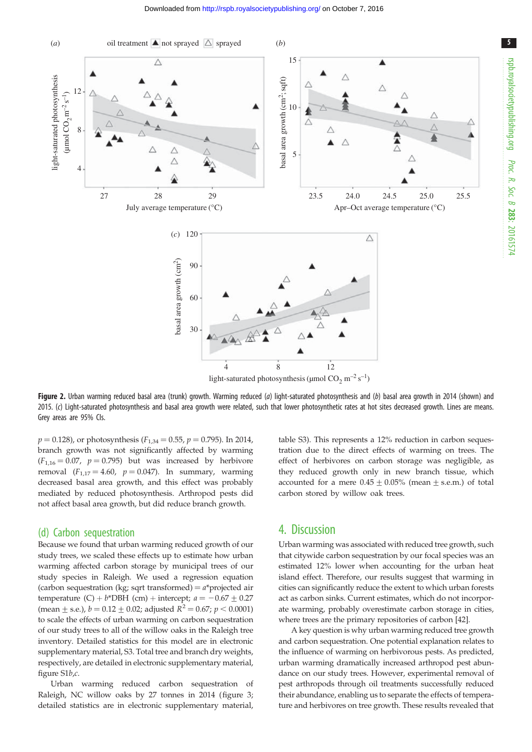**Figure 2.** Urban warming reduced basal area (trunk) growth. Warming reduced (*a*) light-saturated photosynthesis and (*b*) basal area growth in 2014 (shown) and 2015. (*c*) Light-saturated photosynthesis and basal area growth were related, such that lower photosynthetic rates at hot sites decreased growth. Lines are means. Grey areas are 95% CIs.

$p = 0.128$), or photosynthesis ($F_{1,34} = 0.55$, $p = 0.795$). In 2014, branch growth was not significantly affected by warming ($F_{1,16} = 0.07$, $p = 0.795$) but was increased by herbivore removal ($F_{1,17} = 4.60$, $p = 0.047$). In summary, warming decreased basal area growth, and this effect was probably mediated by reduced photosynthesis. Arthropod pests did not affect basal area growth, but did reduce branch growth.

### (d) Carbon sequestration

Because we found that urban warming reduced growth of our study trees, we scaled these effects up to estimate how urban warming affected carbon storage by municipal trees of our study species in Raleigh. We used a regression equation (carbon sequestration (kg; sqrt transformed) = $a$*projected air temperature (C) + $b$*DBH (cm) + intercept; $a = -0.67 \pm 0.27$ (mean ± s.e.), $b = 0.12 \pm 0.02$; adjusted $R^2 = 0.67$; $p < 0.0001$) to scale the effects of urban warming on carbon sequestration of our study trees to all of the willow oaks in the Raleigh tree inventory. Detailed statistics for this model are in electronic supplementary material, S3. Total tree and branch dry weights, respectively, are detailed in electronic supplementary material, figure S1*b*,*c*.

Urban warming reduced carbon sequestration of Raleigh, NC willow oaks by 27 tonnes in 2014 (figure 3; detailed statistics are in electronic supplementary material, table S3). This represents a 12% reduction in carbon sequestration due to the direct effects of warming on trees. The effect of herbivores on carbon storage was negligible, as they reduced growth only in new branch tissue, which accounted for a mere 0.45 ± 0.05% (mean ± s.e.m.) of total carbon stored by willow oak trees.

## 4. Discussion

Urban warming was associated with reduced tree growth, such that citywide carbon sequestration by our focal species was an estimated 12% lower when accounting for the urban heat island effect. Therefore, our results suggest that warming in cities can significantly reduce the extent to which urban forests act as carbon sinks. Current estimates, which do not incorporate warming, probably overestimate carbon storage in cities, where trees are the primary repositories of carbon [42].

A key question is why urban warming reduced tree growth and carbon sequestration. One potential explanation relates to the influence of warming on herbivorous pests. As predicted, urban warming dramatically increased arthropod pest abundance on our study trees. However, experimental removal of pest arthropods through oil treatments successfully reduced their abundance, enabling us to separate the effects of temperature and herbivores on tree growth. These results revealed that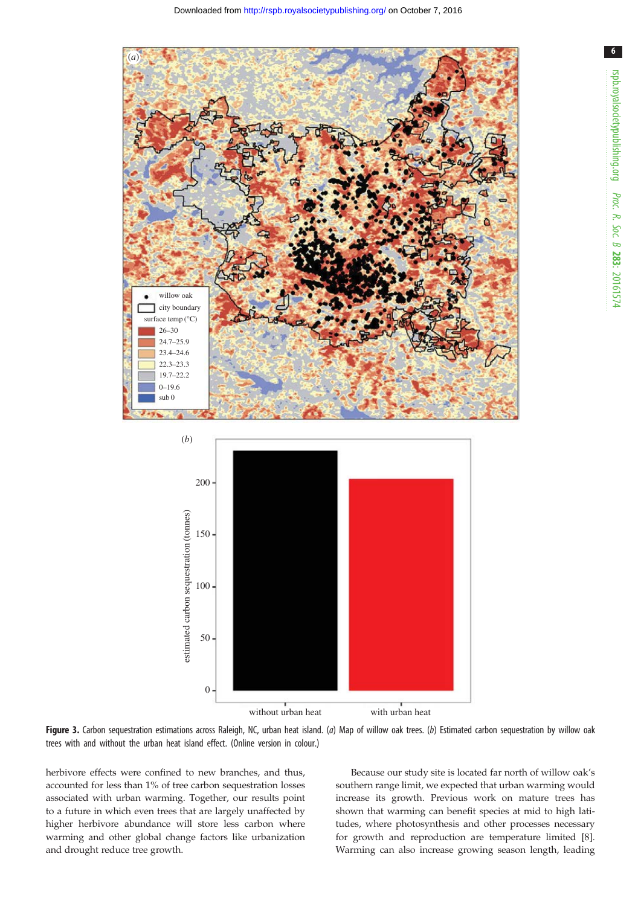Figure 3. Carbon sequestration estimations across Raleigh, NC, urban heat island. (*a*) Map of willow oak trees. (*b*) Estimated carbon sequestration by willow oak trees with and without the urban heat island effect. (Online version in colour.)

herbivore effects were confined to new branches, and thus, accounted for less than 1% of tree carbon sequestration losses associated with urban warming. Together, our results point to a future in which even trees that are largely unaffected by higher herbivore abundance will store less carbon where warming and other global change factors like urbanization and drought reduce tree growth.

Because our study site is located far north of willow oak's southern range limit, we expected that urban warming would increase its growth. Previous work on mature trees has shown that warming can benefit species at mid to high latitudes, where photosynthesis and other processes necessary for growth and reproduction are temperature limited [8]. Warming can also increase growing season length, leading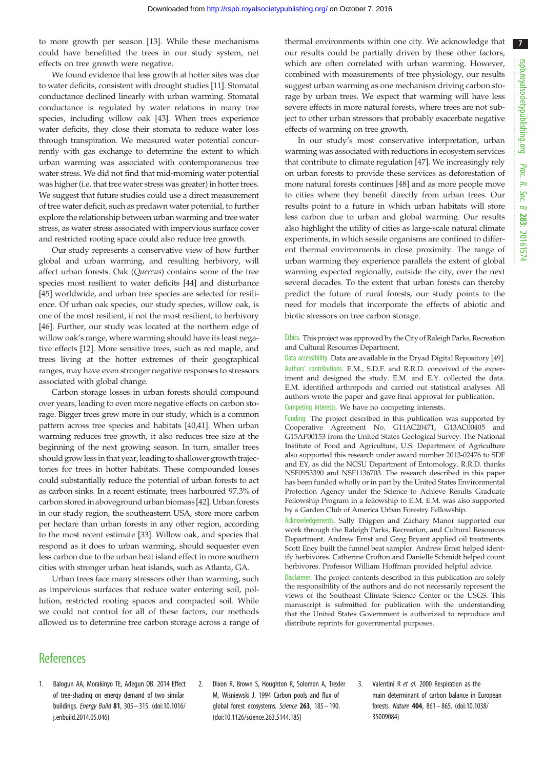to more growth per season [13]. While these mechanisms could have benefitted the trees in our study system, net effects on tree growth were negative.

We found evidence that less growth at hotter sites was due to water deficits, consistent with drought studies [11]. Stomatal conductance declined linearly with urban warming. Stomatal conductance is regulated by water relations in many tree species, including willow oak [43]. When trees experience water deficits, they close their stomata to reduce water loss through transpiration. We measured water potential concurrently with gas exchange to determine the extent to which urban warming was associated with contemporaneous tree water stress. We did not find that mid-morning water potential was higher (i.e. that tree water stress was greater) in hotter trees. We suggest that future studies could use a direct measurement of tree water deficit, such as predawn water potential, to further explore the relationship between urban warming and tree water stress, as water stress associated with impervious surface cover and restricted rooting space could also reduce tree growth.

Our study represents a conservative view of how further global and urban warming, and resulting herbivory, will affect urban forests. Oak (*Quercus*) contains some of the tree species most resilient to water deficits [44] and disturbance [45] worldwide, and urban tree species are selected for resilience. Of urban oak species, our study species, willow oak, is one of the most resilient, if not the most resilient, to herbivory [46]. Further, our study was located at the northern edge of willow oak's range, where warming should have its least negative effects [12]. More sensitive trees, such as red maple, and trees living at the hotter extremes of their geographical ranges, may have even stronger negative responses to stressors associated with global change.

Carbon storage losses in urban forests should compound over years, leading to even more negative effects on carbon storage. Bigger trees grew more in our study, which is a common pattern across tree species and habitats [40,41]. When urban warming reduces tree growth, it also reduces tree size at the beginning of the next growing season. In turn, smaller trees should grow less in that year, leading to shallower growth trajectories for trees in hotter habitats. These compounded losses could substantially reduce the potential of urban forests to act as carbon sinks. In a recent estimate, trees harboured 97.3% of carbon stored in aboveground urban biomass [42]. Urban forests in our study region, the southeastern USA, store more carbon per hectare than urban forests in any other region, according to the most recent estimate [33]. Willow oak, and species that respond as it does to urban warming, should sequester even less carbon due to the urban heat island effect in more southern cities with stronger urban heat islands, such as Atlanta, GA.

Urban trees face many stressors other than warming, such as impervious surfaces that reduce water entering soil, pollution, restricted rooting spaces and compacted soil. While we could not control for all of these factors, our methods allowed us to determine tree carbon storage across a range of thermal environments within one city. We acknowledge that our results could be partially driven by these other factors, which are often correlated with urban warming. However, combined with measurements of tree physiology, our results suggest urban warming as one mechanism driving carbon storage by urban trees. We expect that warming will have less severe effects in more natural forests, where trees are not subject to other urban stressors that probably exacerbate negative effects of warming on tree growth.

In our study's most conservative interpretation, urban warming was associated with reductions in ecosystem services that contribute to climate regulation [47]. We increasingly rely on urban forests to provide these services as deforestation of more natural forests continues [48] and as more people move to cities where they benefit directly from urban trees. Our results point to a future in which urban habitats will store less carbon due to urban and global warming. Our results also highlight the utility of cities as large-scale natural climate experiments, in which sessile organisms are confined to different thermal environments in close proximity. The range of urban warming they experience parallels the extent of global warming expected regionally, outside the city, over the next several decades. To the extent that urban forests can thereby predict the future of rural forests, our study points to the need for models that incorporate the effects of abiotic and biotic stressors on tree carbon storage.

Ethics. This project was approved by the City of Raleigh Parks, Recreation and Cultural Resources Department.

Data accessibility. Data are available in the Dryad Digital Repository [49].

Authors' contributions. E.M., S.D.F. and R.R.D. conceived of the experiment and designed the study. E.M. and E.Y. collected the data. E.M. identified arthropods and carried out statistical analyses. All authors wrote the paper and gave final approval for publication.

Competing interests. We have no competing interests.

Funding. The project described in this publication was supported by Cooperative Agreement No. G11AC20471, G13AC00405 and G15AP00153 from the United States Geological Survey. The National Institute of Food and Agriculture, U.S. Department of Agriculture also supported this research under award number 2013-02476 to SDF and EY, as did the NCSU Department of Entomology. R.R.D. thanks NSF0953390 and NSF1136703. The research described in this paper has been funded wholly or in part by the United States Environmental Protection Agency under the Science to Achieve Results Graduate Fellowship Program in a fellowship to E.M. E.M. was also supported by a Garden Club of America Urban Forestry Fellowship.

Acknowledgements. Sally Thigpen and Zachary Manor supported our work through the Raleigh Parks, Recreation, and Cultural Resources Department. Andrew Ernst and Greg Bryant applied oil treatments. Scott Eney built the funnel beat sampler. Andrew Ernst helped identify herbivores. Catherine Crofton and Danielle Schmidt helped count herbivores. Professor William Hoffman provided helpful advice.

Disclaimer. The project contents described in this publication are solely the responsibility of the authors and do not necessarily represent the views of the Southeast Climate Science Center or the USGS. This manuscript is submitted for publication with the understanding that the United States Government is authorized to reproduce and distribute reprints for governmental purposes.

## References

1. Balogun AA, Morakinyo TE, Adegun OB. 2014 Effect of tree-shading on energy demand of two similar buildings. *Energy Build* **81**, 305–315. (doi:10.1016/j.enbuild.2014.05.046)
2. Dixon R, Brown S, Houghton R, Solomon A, Trexler M, Wisniewski J. 1994 Carbon pools and flux of global forest ecosystems. *Science* **263**, 185–190. (doi:10.1126/science.263.5144.185)
3. Valentini R *et al.* 2000 Respiration as the main determinant of carbon balance in European forests. *Nature* **404**, 861–865. (doi:10.1038/35009084)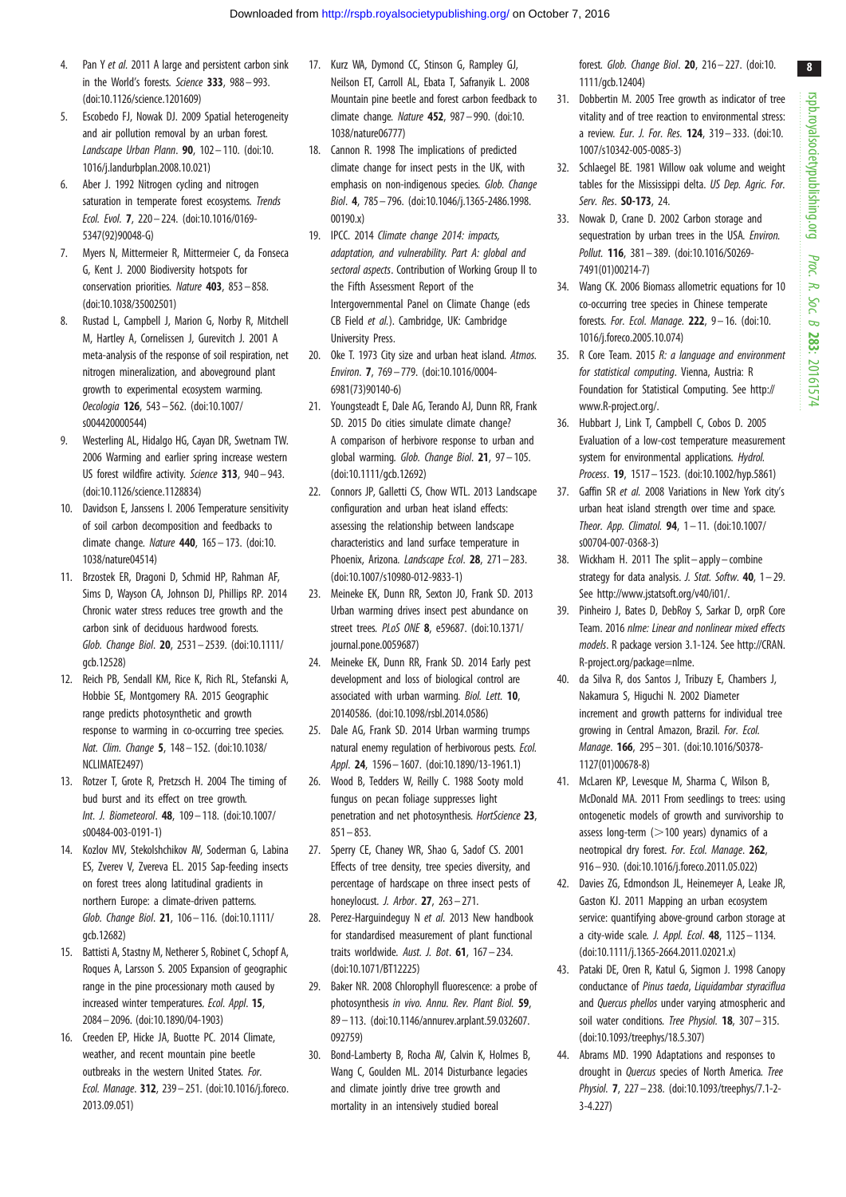4. Pan Y *et al.* 2011 A large and persistent carbon sink in the World's forests. *Science* **333**, 988–993. (doi:10.1126/science.1201609)
5. Escobedo FJ, Nowak DJ. 2009 Spatial heterogeneity and air pollution removal by an urban forest. *Landscape Urban Plann*. **90**, 102–110. (doi:10.1016/j.landurbplan.2008.10.021)
6. Aber J. 1992 Nitrogen cycling and nitrogen saturation in temperate forest ecosystems. *Trends Ecol. Evol*. **7**, 220–224. (doi:10.1016/0169-5347(92)90048-G)
7. Myers N, Mittermeier R, Mittermeier C, da Fonseca G, Kent J. 2000 Biodiversity hotspots for conservation priorities. *Nature* **403**, 853–858. (doi:10.1038/35002501)
8. Rustad L, Campbell J, Marion G, Norby R, Mitchell M, Hartley A, Cornelissen J, Gurevitch J. 2001 A meta-analysis of the response of soil respiration, net nitrogen mineralization, and aboveground plant growth to experimental ecosystem warming. *Oecologia* **126**, 543–562. (doi:10.1007/s004420000544)
9. Westerling AL, Hidalgo HG, Cayan DR, Swetnam TW. 2006 Warming and earlier spring increase western US forest wildfire activity. *Science* **313**, 940–943. (doi:10.1126/science.1128834)
10. Davidson E, Janssens I. 2006 Temperature sensitivity of soil carbon decomposition and feedbacks to climate change. *Nature* **440**, 165–173. (doi:10.1038/nature04514)
11. Brzostek ER, Dragoni D, Schmid HP, Rahman AF, Sims D, Wayson CA, Johnson DJ, Phillips RP. 2014 Chronic water stress reduces tree growth and the carbon sink of deciduous hardwood forests. *Glob. Change Biol*. **20**, 2531–2539. (doi:10.1111/gcb.12528)
12. Reich PB, Sendall KM, Rice K, Rich RL, Stefanski A, Hobbie SE, Montgomery RA. 2015 Geographic range predicts photosynthetic and growth response to warming in co-occurring tree species. *Nat. Clim. Change* **5**, 148–152. (doi:10.1038/NCLIMATE2497)
13. Rotzer T, Grote R, Pretzsch H. 2004 The timing of bud burst and its effect on tree growth. *Int. J. Biometeorol*. **48**, 109–118. (doi:10.1007/s00484-003-0191-1)
14. Kozlov MV, Stekolshchikov AV, Soderman G, Labina ES, Zverev V, Zvereva EL. 2015 Sap-feeding insects on forest trees along latitudinal gradients in northern Europe: a climate-driven patterns. *Glob. Change Biol*. **21**, 106–116. (doi:10.1111/gcb.12682)
15. Battisti A, Stastny M, Netherer S, Robinet C, Schopf A, Roques A, Larsson S. 2005 Expansion of geographic range in the pine processionary moth caused by increased winter temperatures. *Ecol. Appl*. **15**, 2084–2096. (doi:10.1890/04-1903)
16. Creeden EP, Hicke JA, Buotte PC. 2014 Climate, weather, and recent mountain pine beetle outbreaks in the western United States. *For. Ecol. Manage*. **312**, 239–251. (doi:10.1016/j.foreco.2013.09.051)
17. Kurz WA, Dymond CC, Stinson G, Rampley GJ, Neilson ET, Carroll AL, Ebata T, Safranyik L. 2008 Mountain pine beetle and forest carbon feedback to climate change. *Nature* **452**, 987–990. (doi:10.1038/nature06777)
18. Cannon R. 1998 The implications of predicted climate change for insect pests in the UK, with emphasis on non-indigenous species. *Glob. Change Biol*. **4**, 785–796. (doi:10.1046/j.1365-2486.1998.00190.x)
19. IPCC. 2014 *Climate change 2014: impacts, adaptation, and vulnerability. Part A: global and sectoral aspects*. Contribution of Working Group II to the Fifth Assessment Report of the Intergovernmental Panel on Climate Change (eds CB Field *et al.*). Cambridge, UK: Cambridge University Press.
20. Oke T. 1973 City size and urban heat island. *Atmos. Environ*. **7**, 769–779. (doi:10.1016/0004-6981(73)90140-6)
21. Youngsteadt E, Dale AG, Terando AJ, Dunn RR, Frank SD. 2015 Do cities simulate climate change? A comparison of herbivore response to urban and global warming. *Glob. Change Biol*. **21**, 97–105. (doi:10.1111/gcb.12692)
22. Connors JP, Galletti CS, Chow WTL. 2013 Landscape configuration and urban heat island effects: assessing the relationship between landscape characteristics and land surface temperature in Phoenix, Arizona. *Landscape Ecol*. **28**, 271–283. (doi:10.1007/s10980-012-9833-1)
23. Meineke EK, Dunn RR, Sexton JO, Frank SD. 2013 Urban warming drives insect pest abundance on street trees. *PLoS ONE* **8**, e59687. (doi:10.1371/journal.pone.0059687)
24. Meineke EK, Dunn RR, Frank SD. 2014 Early pest development and loss of biological control are associated with urban warming. *Biol. Lett*. **10**, 20140586. (doi:10.1098/rsbl.2014.0586)
25. Dale AG, Frank SD. 2014 Urban warming trumps natural enemy regulation of herbivorous pests. *Ecol. Appl*. **24**, 1596–1607. (doi:10.1890/13-1961.1)
26. Wood B, Tedders W, Reilly C. 1988 Sooty mold fungus on pecan foliage suppresses light penetration and net photosynthesis. *HortScience* **23**, 851–853.
27. Sperry CE, Chaney WR, Shao G, Sadof CS. 2001 Effects of tree density, tree species diversity, and percentage of hardscape on three insect pests of honeylocust. *J. Arbor*. **27**, 263–271.
28. Perez-Harguindeguy N *et al.* 2013 New handbook for standardised measurement of plant functional traits worldwide. *Aust. J. Bot*. **61**, 167–234. (doi:10.1071/BT12225)
29. Baker NR. 2008 Chlorophyll fluorescence: a probe of photosynthesis *in vivo*. *Annu. Rev. Plant Biol*. **59**, 89–113. (doi:10.1146/annurev.arplant.59.032607.092759)
30. Bond-Lamberty B, Rocha AV, Calvin K, Holmes B, Wang C, Goulden ML. 2014 Disturbance legacies and climate jointly drive tree growth and mortality in an intensively studied boreal forest. *Glob. Change Biol*. **20**, 216–227. (doi:10.1111/gcb.12404)
31. Dobbertin M. 2005 Tree growth as indicator of tree vitality and of tree reaction to environmental stress: a review. *Eur. J. For. Res*. **124**, 319–333. (doi:10.1007/s10342-005-0085-3)
32. Schlaegel BE. 1981 Willow oak volume and weight tables for the Mississippi delta. *US Dep. Agric. For. Serv. Res*. **SO-173**, 24.
33. Nowak D, Crane D. 2002 Carbon storage and sequestration by urban trees in the USA. *Environ. Pollut*. **116**, 381–389. (doi:10.1016/S0269-7491(01)00214-7)
34. Wang CK. 2006 Biomass allometric equations for 10 co-occurring tree species in Chinese temperate forests. *For. Ecol. Manage*. **222**, 9–16. (doi:10.1016/j.foreco.2005.10.074)
35. R Core Team. 2015 *R: a language and environment for statistical computing*. Vienna, Austria: R Foundation for Statistical Computing. See http://www.R-project.org/.
36. Hubbart J, Link T, Campbell C, Cobos D. 2005 Evaluation of a low-cost temperature measurement system for environmental applications. *Hydrol. Process*. **19**, 1517–1523. (doi:10.1002/hyp.5861)
37. Gaffin SR *et al.* 2008 Variations in New York city's urban heat island strength over time and space. *Theor. App. Climatol*. **94**, 1–11. (doi:10.1007/s00704-007-0368-3)
38. Wickham H. 2011 The split–apply–combine strategy for data analysis. *J. Stat. Softw*. **40**, 1–29. See http://www.jstatsoft.org/v40/i01/.
39. Pinheiro J, Bates D, DebRoy S, Sarkar D, orpR Core Team. 2016 *nlme: Linear and nonlinear mixed effects models*. R package version 3.1-124. See http://CRAN.R-project.org/package=nlme.
40. da Silva R, dos Santos J, Tribuzy E, Chambers J, Nakamura S, Higuchi N. 2002 Diameter increment and growth patterns for individual tree growing in Central Amazon, Brazil. *For. Ecol. Manage*. **166**, 295–301. (doi:10.1016/S0378-1127(01)00678-8)
41. McLaren KP, Levesque M, Sharma C, Wilson B, McDonald MA. 2011 From seedlings to trees: using ontogenetic models of growth and survivorship to assess long-term (>100 years) dynamics of a neotropical dry forest. *For. Ecol. Manage*. **262**, 916–930. (doi:10.1016/j.foreco.2011.05.022)
42. Davies ZG, Edmondson JL, Heinemeyer A, Leake JR, Gaston KJ. 2011 Mapping an urban ecosystem service: quantifying above-ground carbon storage at a city-wide scale. *J. Appl. Ecol*. **48**, 1125–1134. (doi:10.1111/j.1365-2664.2011.02021.x)
43. Pataki DE, Oren R, Katul G, Sigmon J. 1998 Canopy conductance of *Pinus taeda*, *Liquidambar styraciflua* and *Quercus phellos* under varying atmospheric and soil water conditions. *Tree Physiol*. **18**, 307–315. (doi:10.1093/treephys/18.5.307)
44. Abrams MD. 1990 Adaptations and responses to drought in *Quercus* species of North America. *Tree Physiol*. **7**, 227–238. (doi:10.1093/treephys/7.1-2-3-4.227)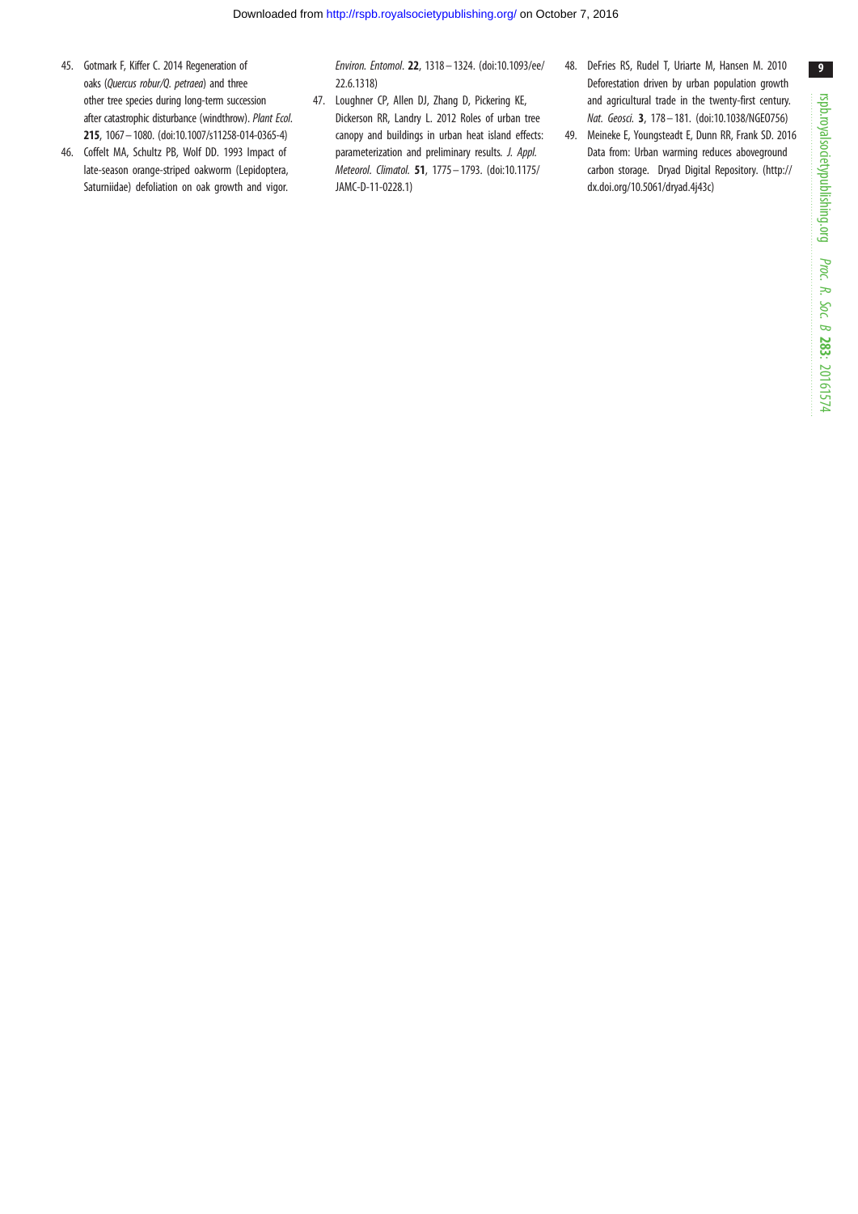45. Gotmark F, Kiffer C. 2014 Regeneration of oaks (*Quercus robur/Q. petraea*) and three other tree species during long-term succession after catastrophic disturbance (windthrow). *Plant Ecol*. **215**, 1067 – 1080. (doi:10.1007/s11258-014-0365-4)
46. Coffelt MA, Schultz PB, Wolf DD. 1993 Impact of late-season orange-striped oakworm (Lepidoptera, Saturniidae) defoliation on oak growth and vigor. *Environ. Entomol*. **22**, 1318 – 1324. (doi:10.1093/ee/22.6.1318)
47. Loughner CP, Allen DJ, Zhang D, Pickering KE, Dickerson RR, Landry L. 2012 Roles of urban tree canopy and buildings in urban heat island effects: parameterization and preliminary results. *J. Appl. Meteorol. Climatol.* **51**, 1775 – 1793. (doi:10.1175/JAMC-D-11-0228.1)
48. DeFries RS, Rudel T, Uriarte M, Hansen M. 2010 Deforestation driven by urban population growth and agricultural trade in the twenty-first century. *Nat. Geosci.* **3**, 178 – 181. (doi:10.1038/NGEO756)
49. Meineke E, Youngsteadt E, Dunn RR, Frank SD. 2016 Data from: Urban warming reduces aboveground carbon storage. Dryad Digital Repository. (http://dx.doi.org/10.5061/dryad.4j43c)